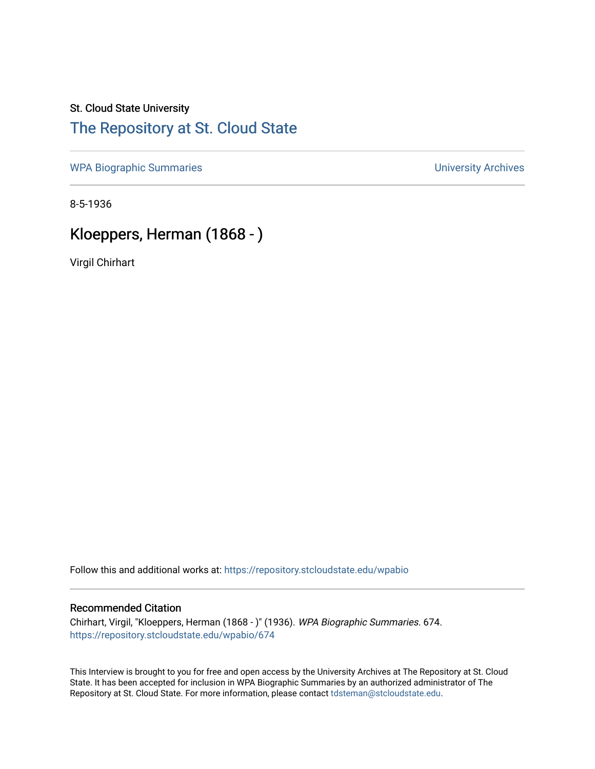St. Cloud State University

## The Repository at St. Cloud State

WPA Biographic Summaries | University Archives

8-5-1936

# Kloeppers, Herman (1868 - )

Virgil Chirhart

Follow this and additional works at: https://repository.stcloudstate.edu/wpabio

### Recommended Citation

Chirhart, Virgil, "Kloeppers, Herman (1868 - )" (1936). *WPA Biographic Summaries*. 674.
https://repository.stcloudstate.edu/wpabio/674

This Interview is brought to you for free and open access by the University Archives at The Repository at St. Cloud State. It has been accepted for inclusion in WPA Biographic Summaries by an authorized administrator of The Repository at St. Cloud State. For more information, please contact tdsteman@stcloudstate.edu.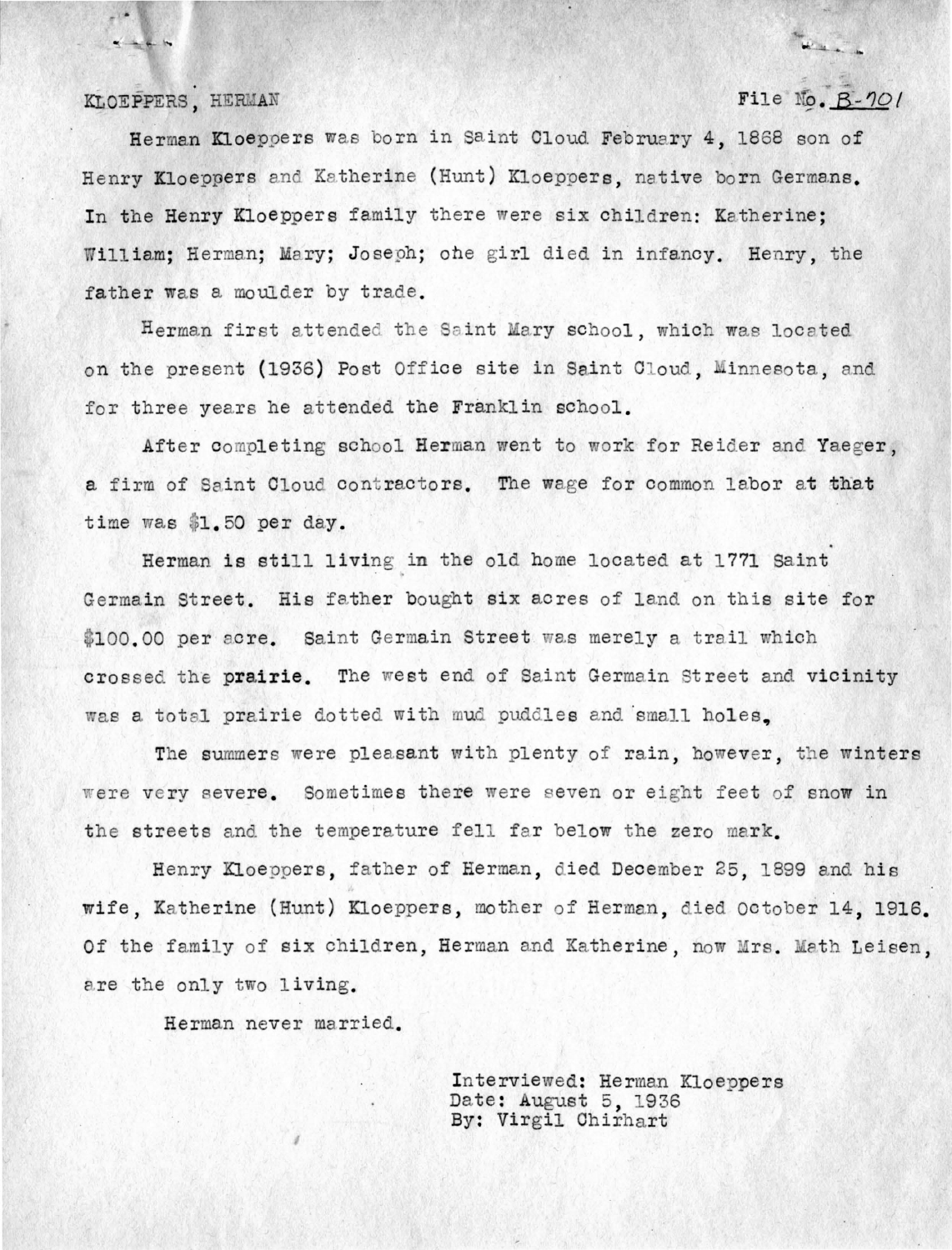KLOEPPERS, HERMAN File No. B-101

Herman Kloeppers was born in Saint Cloud February 4, 1868 son of Henry Kloeppers and Katherine (Hunt) Kloeppers, native born Germans. In the Henry Kloeppers family there were six children: Katherine; William; Herman; Mary; Joseph; one girl died in infancy. Henry, the father was a moulder by trade.

Herman first attended the Saint Mary school, which was located on the present (1936) Post Office site in Saint Cloud, Minnesota, and for three years he attended the Franklin school.

After completing school Herman went to work for Reider and Yaeger, a firm of Saint Cloud contractors. The wage for common labor at that time was $1.50 per day.

Herman is still living in the old home located at 1771 Saint Germain Street. His father bought six acres of land on this site for $100.00 per acre. Saint Germain Street was merely a trail which crossed the prairie. The west end of Saint Germain Street and vicinity was a total prairie dotted with mud puddles and small holes.

The summers were pleasant with plenty of rain, however, the winters were very severe. Sometimes there were seven or eight feet of snow in the streets and the temperature fell far below the zero mark.

Henry Kloeppers, father of Herman, died December 25, 1899 and his wife, Katherine (Hunt) Kloeppers, mother of Herman, died October 14, 1916. Of the family of six children, Herman and Katherine, now Mrs. Math Leisen, are the only two living.

Herman never married.

Interviewed: Herman Kloeppers
Date: August 5, 1936
By: Virgil Chirhart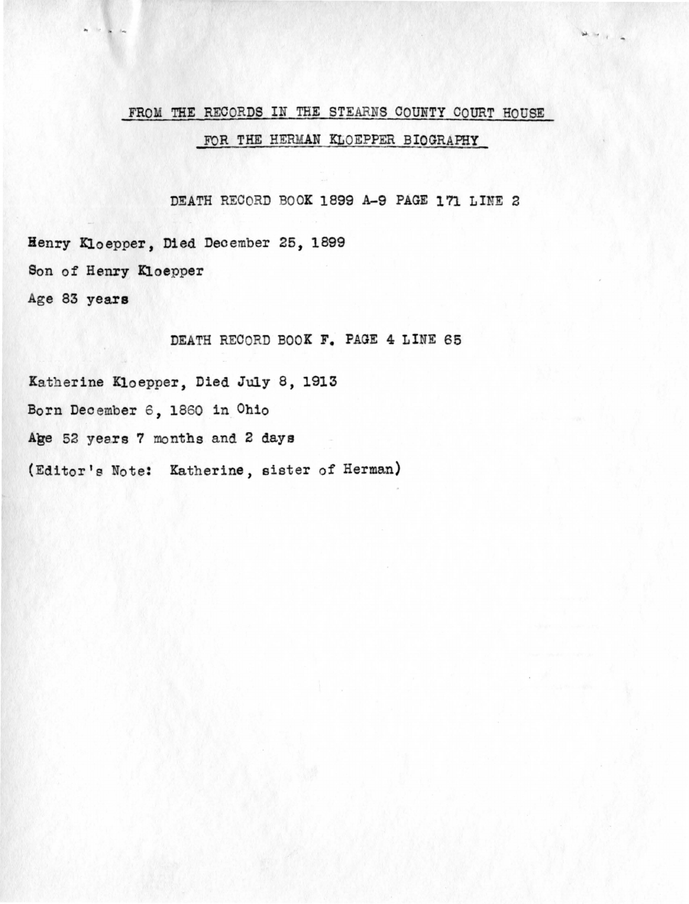## FROM THE RECORDS IN THE STEARNS COUNTY COURT HOUSE

## FOR THE HERMAN KLOEPPER BIOGRAPHY

### DEATH RECORD BOOK 1899 A-9 PAGE 171 LINE 2

Henry Kloepper, Died December 25, 1899

Son of Henry Kloepper

Age 83 years

### DEATH RECORD BOOK F. PAGE 4 LINE 65

Katherine Kloepper, Died July 8, 1913

Born December 6, 1860 in Ohio

Age 52 years 7 months and 2 days

(Editor's Note: Katherine, sister of Herman)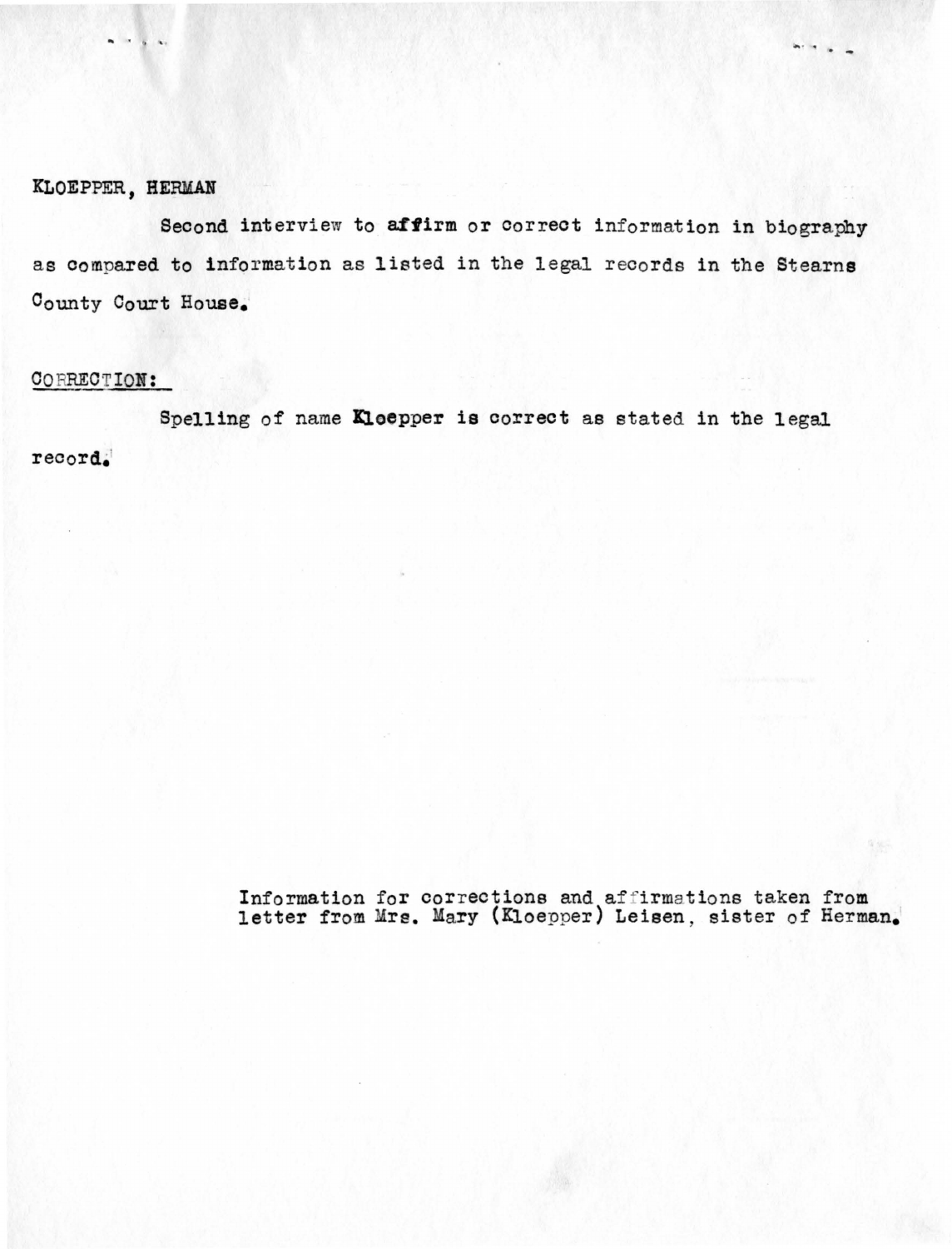KLOEPPER, HERMAN

Second interview to **affirm** or correct information in biography as compared to information as listed in the legal records in the Stearns County Court House.

CORRECTION:

Spelling of name **Kloepper** is correct as stated in the legal record.

Information for corrections and affirmations taken from letter from Mrs. Mary (Kloepper) Leisen, sister of Herman.